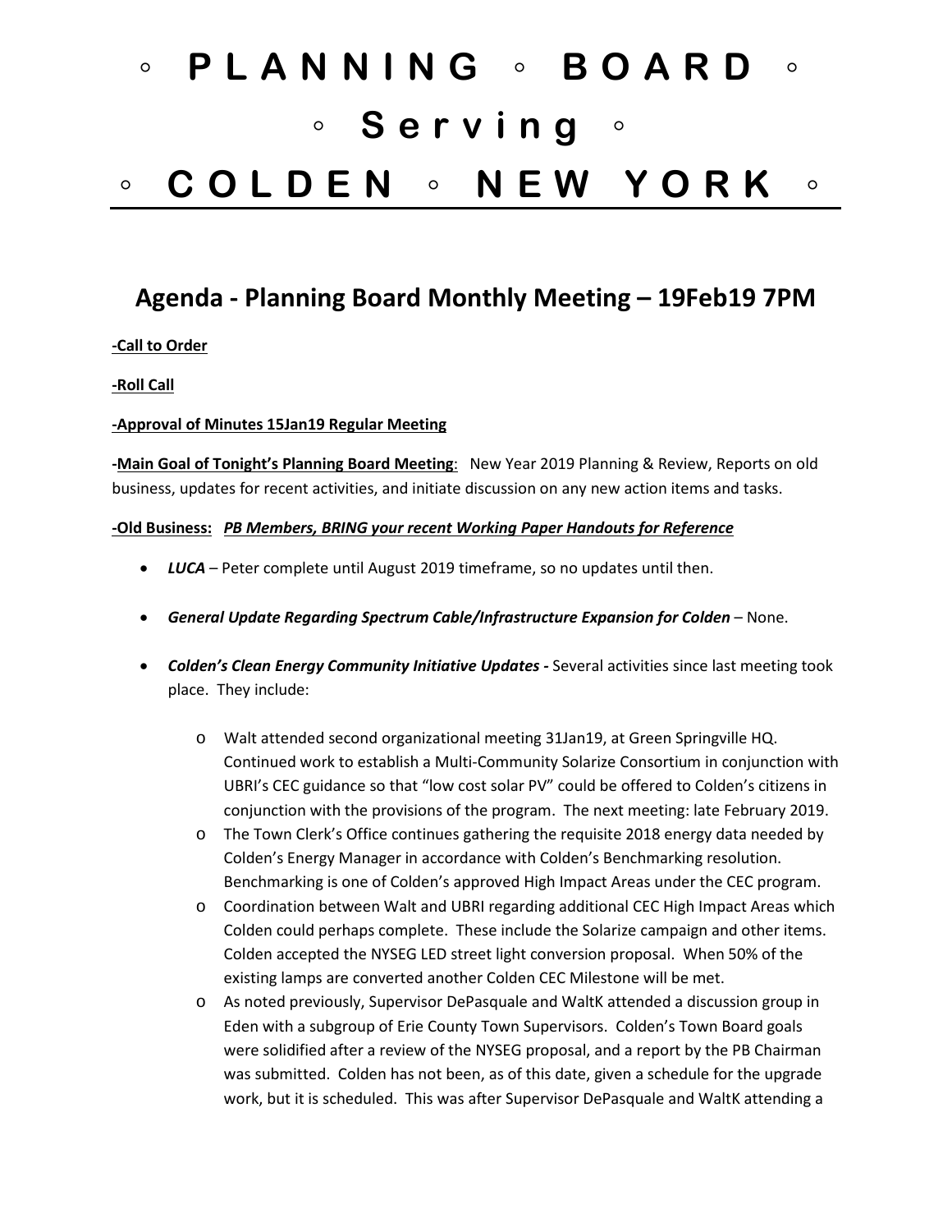# ◦ P L A N N I N G ◦ B O A R D ◦
# ◦ S e r v i n g ◦
# ◦ C O L D E N ◦ N E W Y O R K ◦

## Agenda - Planning Board Monthly Meeting – 19Feb19 7PM

**-Call to Order**

**-Roll Call**

**-Approval of Minutes 15Jan19 Regular Meeting**

**-Main Goal of Tonight's Planning Board Meeting**: New Year 2019 Planning & Review, Reports on old business, updates for recent activities, and initiate discussion on any new action items and tasks.

**-Old Business:** ***PB Members, BRING your recent Working Paper Handouts for Reference***

- ***LUCA*** – Peter complete until August 2019 timeframe, so no updates until then.
- ***General Update Regarding Spectrum Cable/Infrastructure Expansion for Colden*** – None.
- ***Colden's Clean Energy Community Initiative Updates -*** Several activities since last meeting took place. They include:
  - Walt attended second organizational meeting 31Jan19, at Green Springville HQ. Continued work to establish a Multi-Community Solarize Consortium in conjunction with UBRI's CEC guidance so that "low cost solar PV" could be offered to Colden's citizens in conjunction with the provisions of the program. The next meeting: late February 2019.
  - The Town Clerk's Office continues gathering the requisite 2018 energy data needed by Colden's Energy Manager in accordance with Colden's Benchmarking resolution. Benchmarking is one of Colden's approved High Impact Areas under the CEC program.
  - Coordination between Walt and UBRI regarding additional CEC High Impact Areas which Colden could perhaps complete. These include the Solarize campaign and other items. Colden accepted the NYSEG LED street light conversion proposal. When 50% of the existing lamps are converted another Colden CEC Milestone will be met.
  - As noted previously, Supervisor DePasquale and WaltK attended a discussion group in Eden with a subgroup of Erie County Town Supervisors. Colden's Town Board goals were solidified after a review of the NYSEG proposal, and a report by the PB Chairman was submitted. Colden has not been, as of this date, given a schedule for the upgrade work, but it is scheduled. This was after Supervisor DePasquale and WaltK attending a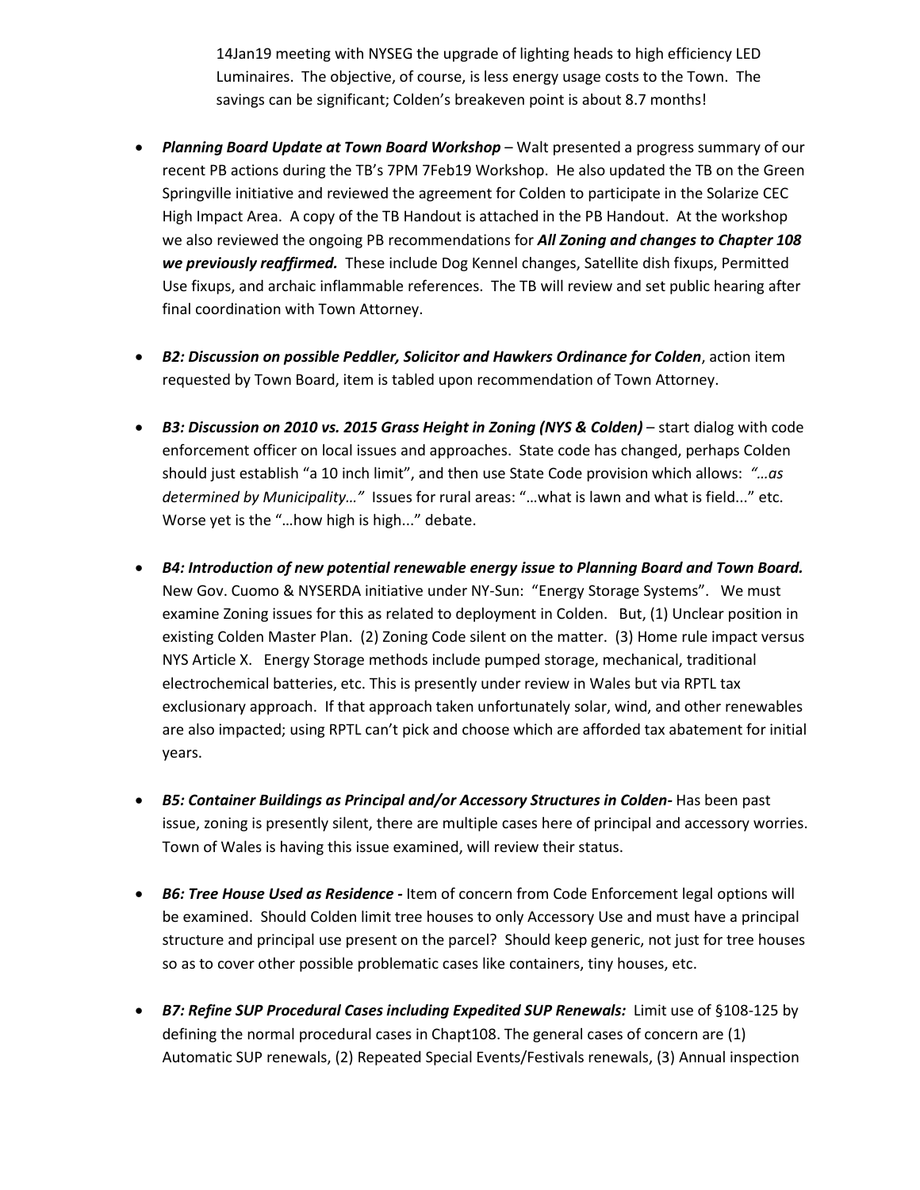14Jan19 meeting with NYSEG the upgrade of lighting heads to high efficiency LED Luminaires. The objective, of course, is less energy usage costs to the Town. The savings can be significant; Colden's breakeven point is about 8.7 months!

- ***Planning Board Update at Town Board Workshop*** – Walt presented a progress summary of our recent PB actions during the TB's 7PM 7Feb19 Workshop. He also updated the TB on the Green Springville initiative and reviewed the agreement for Colden to participate in the Solarize CEC High Impact Area. A copy of the TB Handout is attached in the PB Handout. At the workshop we also reviewed the ongoing PB recommendations for ***All Zoning and changes to Chapter 108 we previously reaffirmed.*** These include Dog Kennel changes, Satellite dish fixups, Permitted Use fixups, and archaic inflammable references. The TB will review and set public hearing after final coordination with Town Attorney.

- ***B2: Discussion on possible Peddler, Solicitor and Hawkers Ordinance for Colden***, action item requested by Town Board, item is tabled upon recommendation of Town Attorney.

- ***B3: Discussion on 2010 vs. 2015 Grass Height in Zoning (NYS & Colden)*** – start dialog with code enforcement officer on local issues and approaches. State code has changed, perhaps Colden should just establish "a 10 inch limit", and then use State Code provision which allows: *"…as determined by Municipality…"* Issues for rural areas: "…what is lawn and what is field..." etc. Worse yet is the "…how high is high..." debate.

- ***B4: Introduction of new potential renewable energy issue to Planning Board and Town Board.*** New Gov. Cuomo & NYSERDA initiative under NY-Sun: "Energy Storage Systems". We must examine Zoning issues for this as related to deployment in Colden. But, (1) Unclear position in existing Colden Master Plan. (2) Zoning Code silent on the matter. (3) Home rule impact versus NYS Article X. Energy Storage methods include pumped storage, mechanical, traditional electrochemical batteries, etc. This is presently under review in Wales but via RPTL tax exclusionary approach. If that approach taken unfortunately solar, wind, and other renewables are also impacted; using RPTL can't pick and choose which are afforded tax abatement for initial years.

- ***B5: Container Buildings as Principal and/or Accessory Structures in Colden-*** Has been past issue, zoning is presently silent, there are multiple cases here of principal and accessory worries. Town of Wales is having this issue examined, will review their status.

- ***B6: Tree House Used as Residence -*** Item of concern from Code Enforcement legal options will be examined. Should Colden limit tree houses to only Accessory Use and must have a principal structure and principal use present on the parcel? Should keep generic, not just for tree houses so as to cover other possible problematic cases like containers, tiny houses, etc.

- ***B7: Refine SUP Procedural Cases including Expedited SUP Renewals:*** Limit use of §108-125 by defining the normal procedural cases in Chapt108. The general cases of concern are (1) Automatic SUP renewals, (2) Repeated Special Events/Festivals renewals, (3) Annual inspection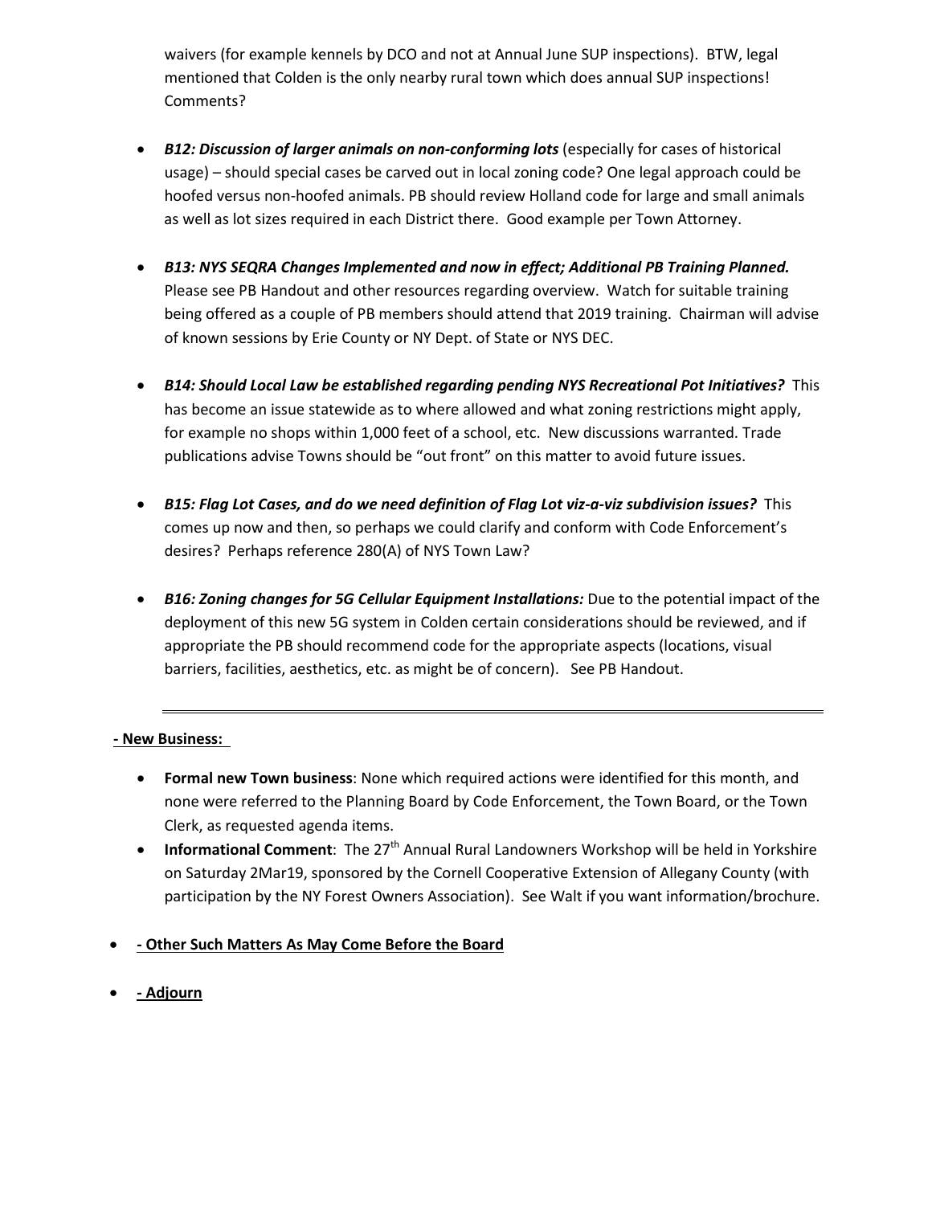waivers (for example kennels by DCO and not at Annual June SUP inspections). BTW, legal mentioned that Colden is the only nearby rural town which does annual SUP inspections! Comments?

- ***B12: Discussion of larger animals on non-conforming lots*** (especially for cases of historical usage) – should special cases be carved out in local zoning code? One legal approach could be hoofed versus non-hoofed animals. PB should review Holland code for large and small animals as well as lot sizes required in each District there. Good example per Town Attorney.

- ***B13: NYS SEQRA Changes Implemented and now in effect; Additional PB Training Planned.*** Please see PB Handout and other resources regarding overview. Watch for suitable training being offered as a couple of PB members should attend that 2019 training. Chairman will advise of known sessions by Erie County or NY Dept. of State or NYS DEC.

- ***B14: Should Local Law be established regarding pending NYS Recreational Pot Initiatives?*** This has become an issue statewide as to where allowed and what zoning restrictions might apply, for example no shops within 1,000 feet of a school, etc. New discussions warranted. Trade publications advise Towns should be "out front" on this matter to avoid future issues.

- ***B15: Flag Lot Cases, and do we need definition of Flag Lot viz-a-viz subdivision issues?*** This comes up now and then, so perhaps we could clarify and conform with Code Enforcement's desires? Perhaps reference 280(A) of NYS Town Law?

- ***B16: Zoning changes for 5G Cellular Equipment Installations:*** Due to the potential impact of the deployment of this new 5G system in Colden certain considerations should be reviewed, and if appropriate the PB should recommend code for the appropriate aspects (locations, visual barriers, facilities, aesthetics, etc. as might be of concern). See PB Handout.

---

**- New Business:**

- **Formal new Town business**: None which required actions were identified for this month, and none were referred to the Planning Board by Code Enforcement, the Town Board, or the Town Clerk, as requested agenda items.
- **Informational Comment**: The 27th Annual Rural Landowners Workshop will be held in Yorkshire on Saturday 2Mar19, sponsored by the Cornell Cooperative Extension of Allegany County (with participation by the NY Forest Owners Association). See Walt if you want information/brochure.

- **- Other Such Matters As May Come Before the Board**

- **- Adjourn**